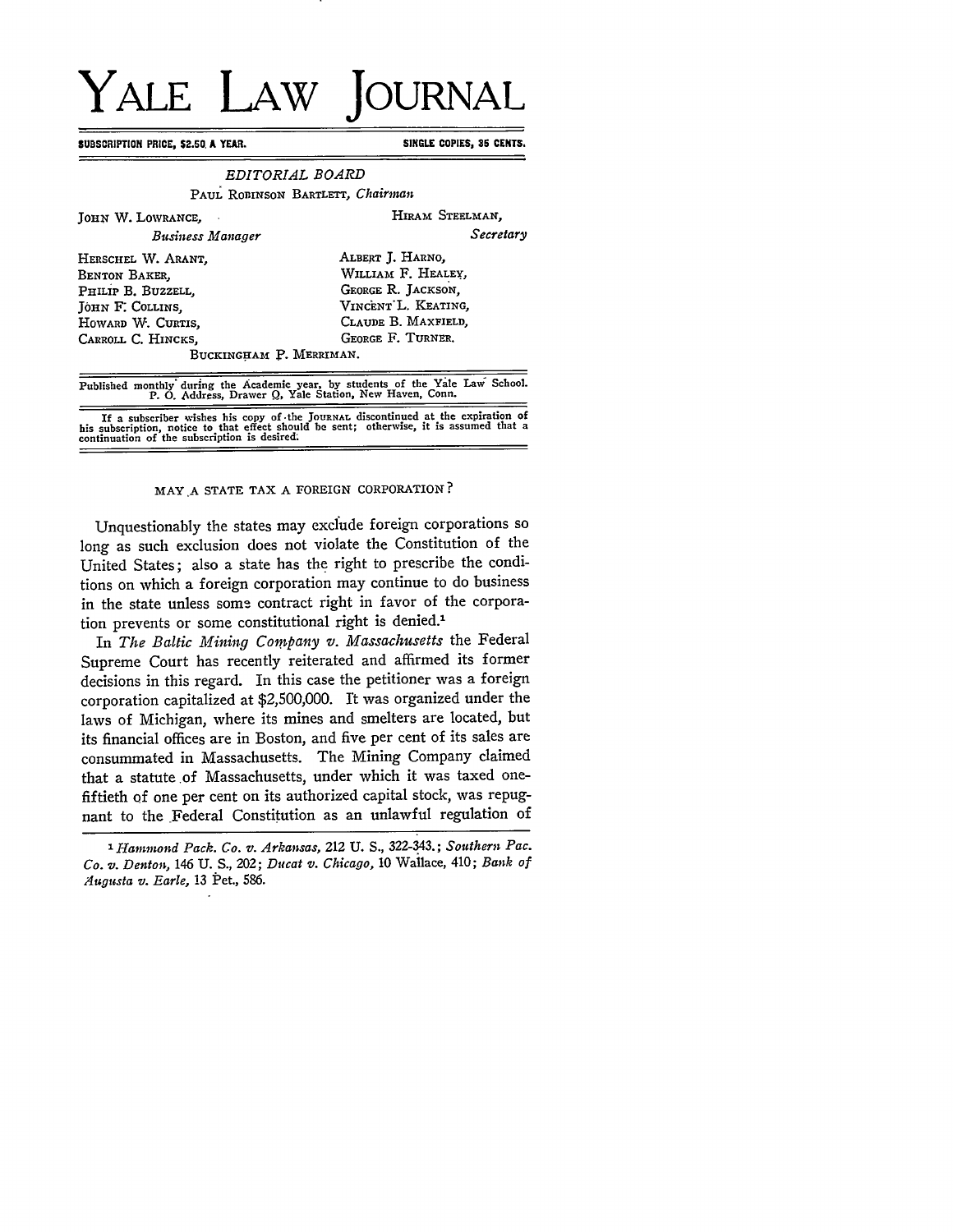# YALE LAW JOURNAL

**SUBSCRIPTION PRICE, $2.50 A YEAR.** **SINGLE COPIES, 35 CENTS.**

*EDITORIAL BOARD*

PAUL ROBINSON BARTLETT, *Chairman*

JOHN W. LOWRANCE, *Business Manager*

HIRAM STEELMAN, *Secretary*

HERSCHEL W. ARANT,
BENTON BAKER,
PHILIP B. BUZZELL,
JOHN F. COLLINS,
HOWARD W. CURTIS,
CARROLL C. HINCKS,

ALBERT J. HARNO,
WILLIAM F. HEALEY,
GEORGE R. JACKSON,
VINCENT L. KEATING,
CLAUDE B. MAXFIELD,
GEORGE F. TURNER.

BUCKINGHAM P. MERRIMAN.

Published monthly during the Academic year, by students of the Yale Law School.
P. O. Address, Drawer Q, Yale Station, New Haven, Conn.

If a subscriber wishes his copy of the JOURNAL discontinued at the expiration of his subscription, notice to that effect should be sent; otherwise, it is assumed that a continuation of the subscription is desired.

## MAY A STATE TAX A FOREIGN CORPORATION?

Unquestionably the states may exclude foreign corporations so long as such exclusion does not violate the Constitution of the United States; also a state has the right to prescribe the conditions on which a foreign corporation may continue to do business in the state unless some contract right in favor of the corporation prevents or some constitutional right is denied.[1]

In *The Baltic Mining Company v. Massachusetts* the Federal Supreme Court has recently reiterated and affirmed its former decisions in this regard. In this case the petitioner was a foreign corporation capitalized at $2,500,000. It was organized under the laws of Michigan, where its mines and smelters are located, but its financial offices are in Boston, and five per cent of its sales are consummated in Massachusetts. The Mining Company claimed that a statute of Massachusetts, under which it was taxed one-fiftieth of one per cent on its authorized capital stock, was repugnant to the Federal Constitution as an unlawful regulation of

[1] *Hammond Pack. Co. v. Arkansas*, 212 U. S., 322-343.; *Southern Pac. Co. v. Denton*, 146 U. S., 202; *Ducat v. Chicago*, 10 Wallace, 410; *Bank of Augusta v. Earle*, 13 Pet., 586.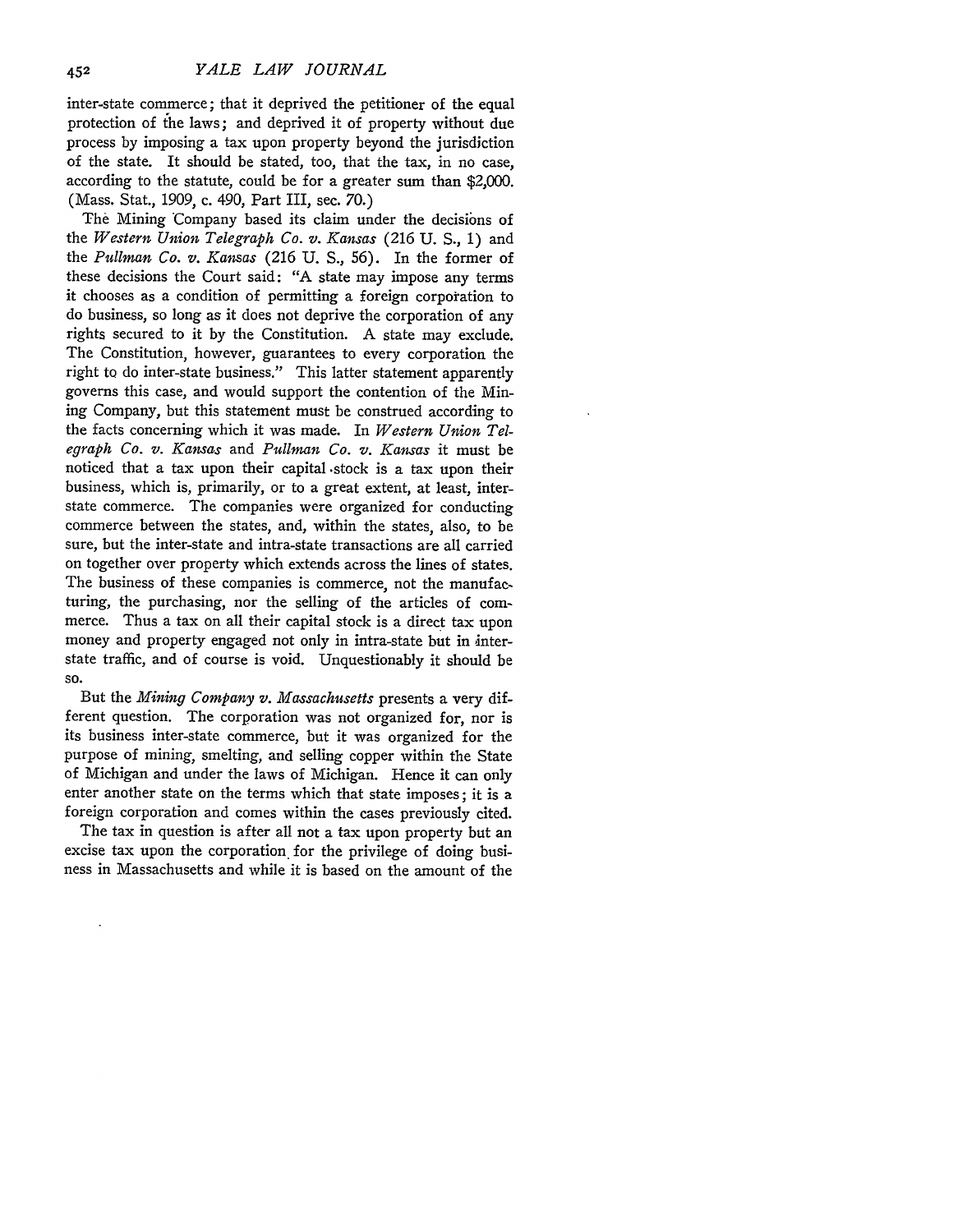inter-state commerce; that it deprived the petitioner of the equal protection of the laws; and deprived it of property without due process by imposing a tax upon property beyond the jurisdiction of the state. It should be stated, too, that the tax, in no case, according to the statute, could be for a greater sum than $2,000. (Mass. Stat., 1909, c. 490, Part III, sec. 70.)

The Mining Company based its claim under the decisions of the *Western Union Telegraph Co. v. Kansas* (216 U. S., 1) and the *Pullman Co. v. Kansas* (216 U. S., 56). In the former of these decisions the Court said: "A state may impose any terms it chooses as a condition of permitting a foreign corporation to do business, so long as it does not deprive the corporation of any rights secured to it by the Constitution. A state may exclude. The Constitution, however, guarantees to every corporation the right to do inter-state business." This latter statement apparently governs this case, and would support the contention of the Mining Company, but this statement must be construed according to the facts concerning which it was made. In *Western Union Telegraph Co. v. Kansas* and *Pullman Co. v. Kansas* it must be noticed that a tax upon their capital stock is a tax upon their business, which is, primarily, or to a great extent, at least, inter-state commerce. The companies were organized for conducting commerce between the states, and, within the states, also, to be sure, but the inter-state and intra-state transactions are all carried on together over property which extends across the lines of states. The business of these companies is commerce, not the manufacturing, the purchasing, nor the selling of the articles of commerce. Thus a tax on all their capital stock is a direct tax upon money and property engaged not only in intra-state but in inter-state traffic, and of course is void. Unquestionably it should be so.

But the *Mining Company v. Massachusetts* presents a very different question. The corporation was not organized for, nor is its business inter-state commerce, but it was organized for the purpose of mining, smelting, and selling copper within the State of Michigan and under the laws of Michigan. Hence it can only enter another state on the terms which that state imposes; it is a foreign corporation and comes within the cases previously cited.

The tax in question is after all not a tax upon property but an excise tax upon the corporation for the privilege of doing business in Massachusetts and while it is based on the amount of the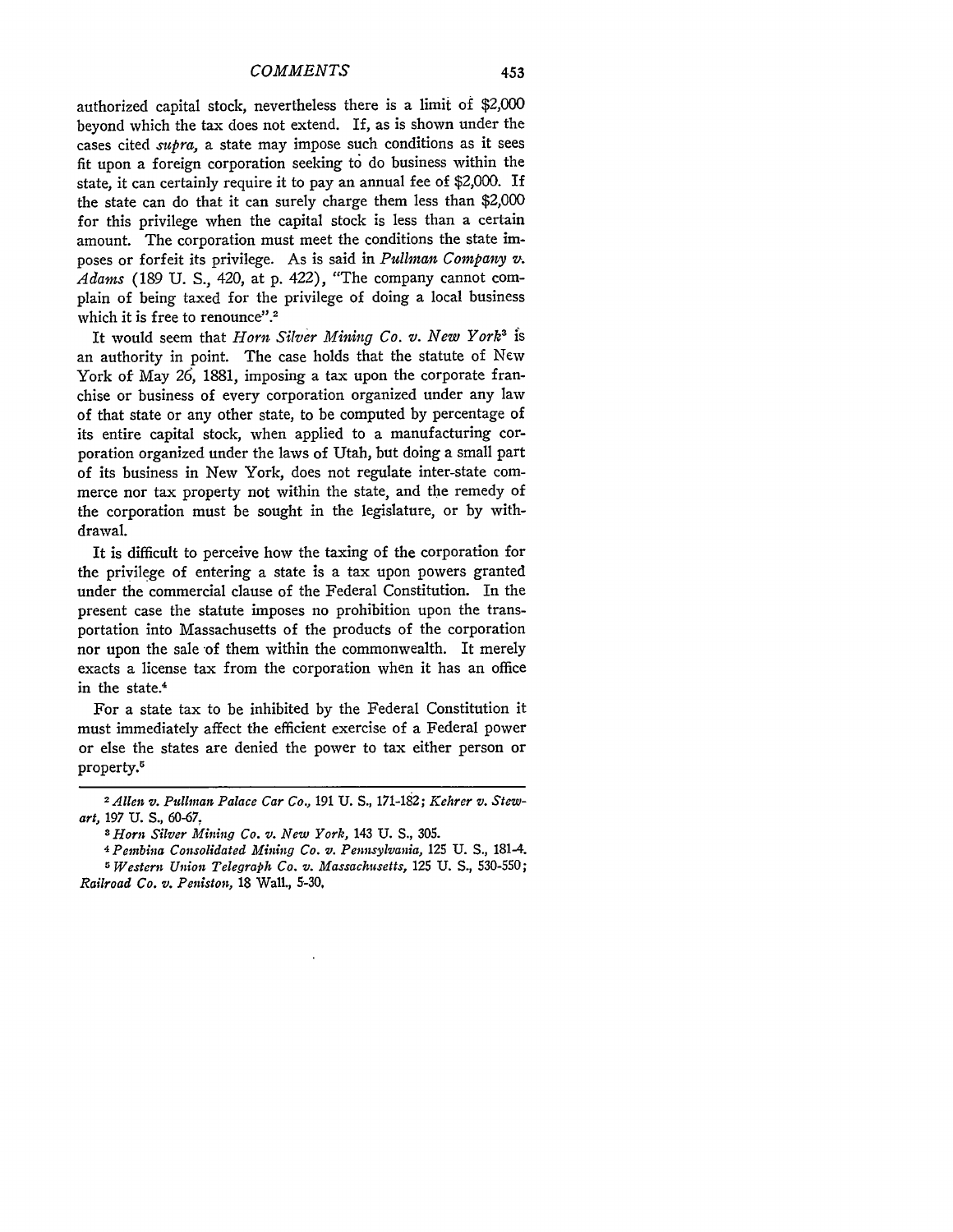authorized capital stock, nevertheless there is a limit of $2,000 beyond which the tax does not extend. If, as is shown under the cases cited *supra*, a state may impose such conditions as it sees fit upon a foreign corporation seeking to do business within the state, it can certainly require it to pay an annual fee of $2,000. If the state can do that it can surely charge them less than $2,000 for this privilege when the capital stock is less than a certain amount. The corporation must meet the conditions the state imposes or forfeit its privilege. As is said in *Pullman Company v. Adams* (189 U. S., 420, at p. 422), "The company cannot complain of being taxed for the privilege of doing a local business which it is free to renounce".[2]

It would seem that *Horn Silver Mining Co. v. New York*[3] is an authority in point. The case holds that the statute of New York of May 26, 1881, imposing a tax upon the corporate franchise or business of every corporation organized under any law of that state or any other state, to be computed by percentage of its entire capital stock, when applied to a manufacturing corporation organized under the laws of Utah, but doing a small part of its business in New York, does not regulate inter-state commerce nor tax property not within the state, and the remedy of the corporation must be sought in the legislature, or by withdrawal.

It is difficult to perceive how the taxing of the corporation for the privilege of entering a state is a tax upon powers granted under the commercial clause of the Federal Constitution. In the present case the statute imposes no prohibition upon the transportation into Massachusetts of the products of the corporation nor upon the sale of them within the commonwealth. It merely exacts a license tax from the corporation when it has an office in the state.[4]

For a state tax to be inhibited by the Federal Constitution it must immediately affect the efficient exercise of a Federal power or else the states are denied the power to tax either person or property.[5]

---

[2] *Allen v. Pullman Palace Car Co.*, 191 U. S., 171-182; *Kehrer v. Stewart*, 197 U. S., 60-67.

[3] *Horn Silver Mining Co. v. New York*, 143 U. S., 305.

[4] *Pembina Consolidated Mining Co. v. Pennsylvania*, 125 U. S., 181-4.

[5] *Western Union Telegraph Co. v. Massachusetts*, 125 U. S., 530-550; *Railroad Co. v. Peniston*, 18 Wall., 5-30.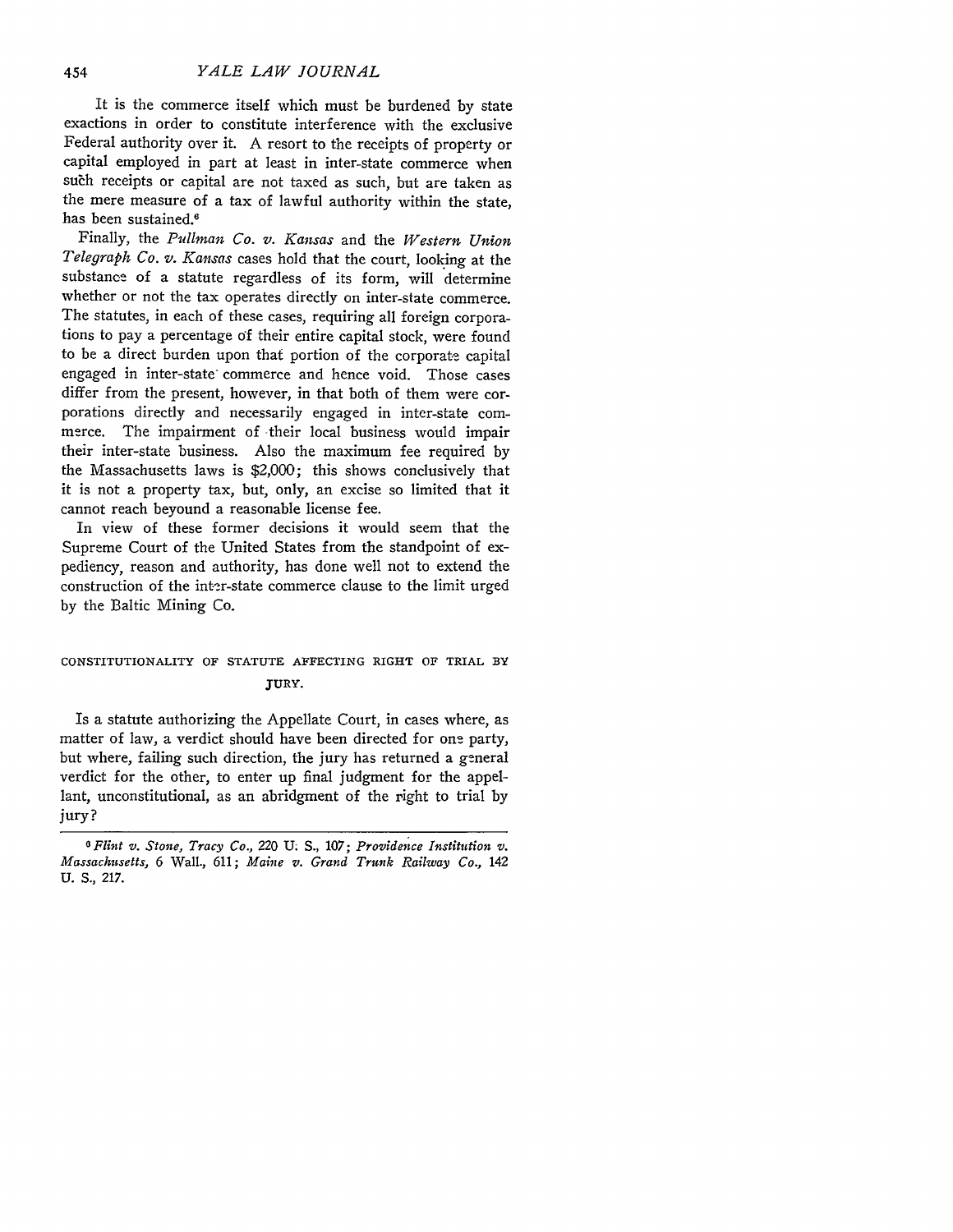It is the commerce itself which must be burdened by state exactions in order to constitute interference with the exclusive Federal authority over it. A resort to the receipts of property or capital employed in part at least in inter-state commerce when such receipts or capital are not taxed as such, but are taken as the mere measure of a tax of lawful authority within the state, has been sustained.[6]

Finally, the *Pullman Co. v. Kansas* and the *Western Union Telegraph Co. v. Kansas* cases hold that the court, looking at the substance of a statute regardless of its form, will determine whether or not the tax operates directly on inter-state commerce. The statutes, in each of these cases, requiring all foreign corporations to pay a percentage of their entire capital stock, were found to be a direct burden upon that portion of the corporate capital engaged in inter-state commerce and hence void. Those cases differ from the present, however, in that both of them were corporations directly and necessarily engaged in inter-state commerce. The impairment of their local business would impair their inter-state business. Also the maximum fee required by the Massachusetts laws is $2,000; this shows conclusively that it is not a property tax, but, only, an excise so limited that it cannot reach beyound a reasonable license fee.

In view of these former decisions it would seem that the Supreme Court of the United States from the standpoint of expediency, reason and authority, has done well not to extend the construction of the inter-state commerce clause to the limit urged by the Baltic Mining Co.

## CONSTITUTIONALITY OF STATUTE AFFECTING RIGHT OF TRIAL BY JURY.

Is a statute authorizing the Appellate Court, in cases where, as matter of law, a verdict should have been directed for one party, but where, failing such direction, the jury has returned a general verdict for the other, to enter up final judgment for the appellant, unconstitutional, as an abridgment of the right to trial by jury?

---

[6] *Flint v. Stone, Tracy Co.*, 220 U. S., 107; *Providence Institution v. Massachusetts*, 6 Wall., 611; *Maine v. Grand Trunk Railway Co.*, 142 U. S., 217.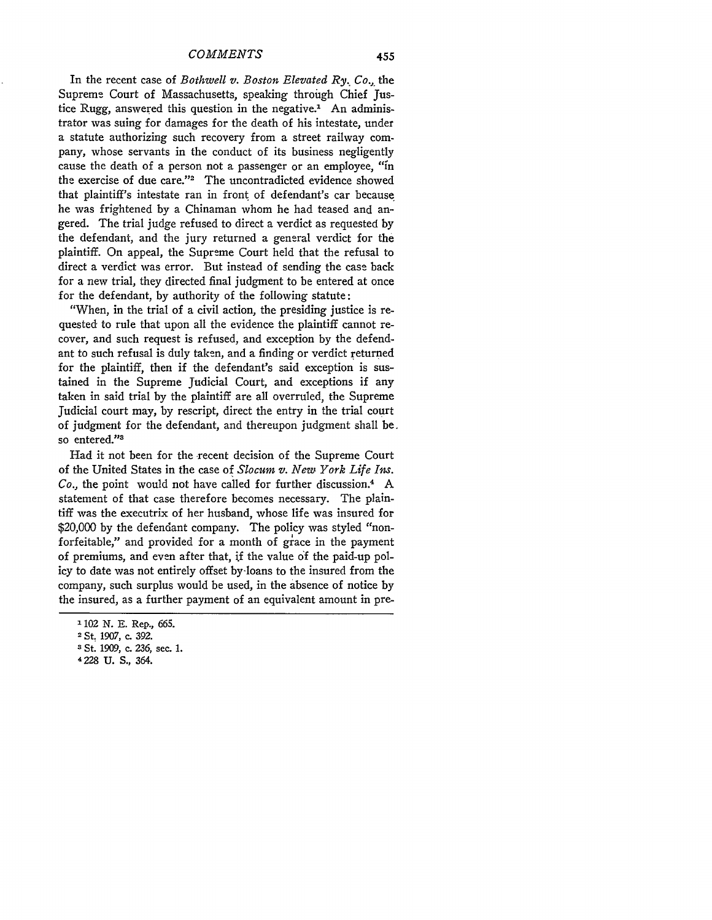In the recent case of *Bothwell v. Boston Elevated Ry. Co.*, the Supreme Court of Massachusetts, speaking through Chief Justice Rugg, answered this question in the negative.[1] An administrator was suing for damages for the death of his intestate, under a statute authorizing such recovery from a street railway company, whose servants in the conduct of its business negligently cause the death of a person not a passenger or an employee, "in the exercise of due care."[2] The uncontradicted evidence showed that plaintiff's intestate ran in front of defendant's car because he was frightened by a Chinaman whom he had teased and angered. The trial judge refused to direct a verdict as requested by the defendant, and the jury returned a general verdict for the plaintiff. On appeal, the Supreme Court held that the refusal to direct a verdict was error. But instead of sending the case back for a new trial, they directed final judgment to be entered at once for the defendant, by authority of the following statute:

"When, in the trial of a civil action, the presiding justice is requested to rule that upon all the evidence the plaintiff cannot recover, and such request is refused, and exception by the defendant to such refusal is duly taken, and a finding or verdict returned for the plaintiff, then if the defendant's said exception is sustained in the Supreme Judicial Court, and exceptions if any taken in said trial by the plaintiff are all overruled, the Supreme Judicial court may, by rescript, direct the entry in the trial court of judgment for the defendant, and thereupon judgment shall be so entered."[3]

Had it not been for the recent decision of the Supreme Court of the United States in the case of *Slocum v. New York Life Ins. Co.*, the point would not have called for further discussion.[4] A statement of that case therefore becomes necessary. The plaintiff was the executrix of her husband, whose life was insured for $20,000 by the defendant company. The policy was styled "non-forfeitable," and provided for a month of grace in the payment of premiums, and even after that, if the value of the paid-up policy to date was not entirely offset by loans to the insured from the company, such surplus would be used, in the absence of notice by the insured, as a further payment of an equivalent amount in pre-

---

[1] 102 N. E. Rep., 665.

[2] St. 1907, c. 392.

[3] St. 1909, c. 236, sec. 1.

[4] 228 U. S., 364.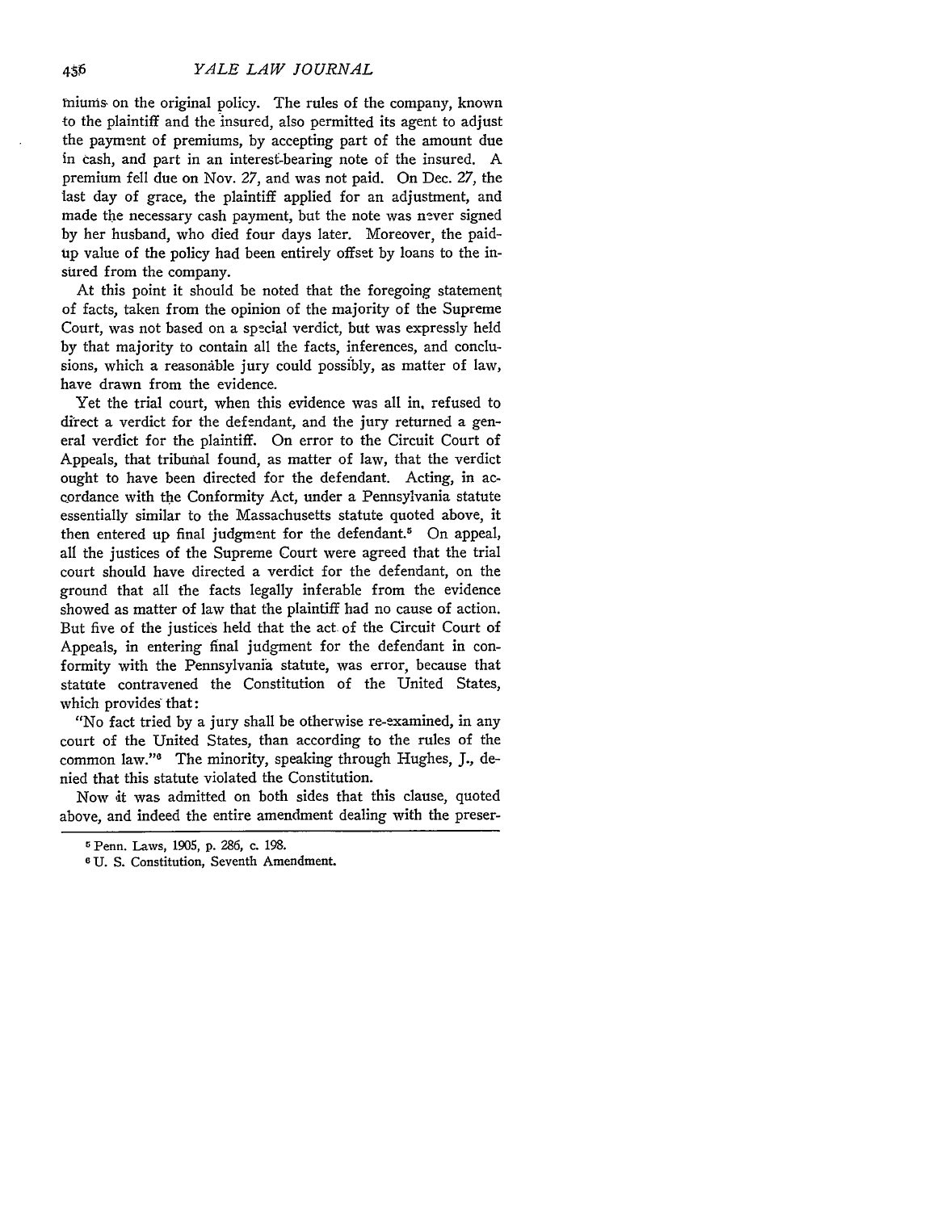miums on the original policy. The rules of the company, known to the plaintiff and the insured, also permitted its agent to adjust the payment of premiums, by accepting part of the amount due in cash, and part in an interest-bearing note of the insured. A premium fell due on Nov. 27, and was not paid. On Dec. 27, the last day of grace, the plaintiff applied for an adjustment, and made the necessary cash payment, but the note was never signed by her husband, who died four days later. Moreover, the paid-up value of the policy had been entirely offset by loans to the insured from the company.

At this point it should be noted that the foregoing statement of facts, taken from the opinion of the majority of the Supreme Court, was not based on a special verdict, but was expressly held by that majority to contain all the facts, inferences, and conclusions, which a reasonable jury could possibly, as matter of law, have drawn from the evidence.

Yet the trial court, when this evidence was all in, refused to direct a verdict for the defendant, and the jury returned a general verdict for the plaintiff. On error to the Circuit Court of Appeals, that tribunal found, as matter of law, that the verdict ought to have been directed for the defendant. Acting, in accordance with the Conformity Act, under a Pennsylvania statute essentially similar to the Massachusetts statute quoted above, it then entered up final judgment for the defendant.[5] On appeal, all the justices of the Supreme Court were agreed that the trial court should have directed a verdict for the defendant, on the ground that all the facts legally inferable from the evidence showed as matter of law that the plaintiff had no cause of action. But five of the justices held that the act of the Circuit Court of Appeals, in entering final judgment for the defendant in conformity with the Pennsylvania statute, was error, because that statute contravened the Constitution of the United States, which provides that:

"No fact tried by a jury shall be otherwise re-examined, in any court of the United States, than according to the rules of the common law."[6] The minority, speaking through Hughes, J., denied that this statute violated the Constitution.

Now it was admitted on both sides that this clause, quoted above, and indeed the entire amendment dealing with the preser-

---

[5] Penn. Laws, 1905, p. 286, c. 198.

[6] U. S. Constitution, Seventh Amendment.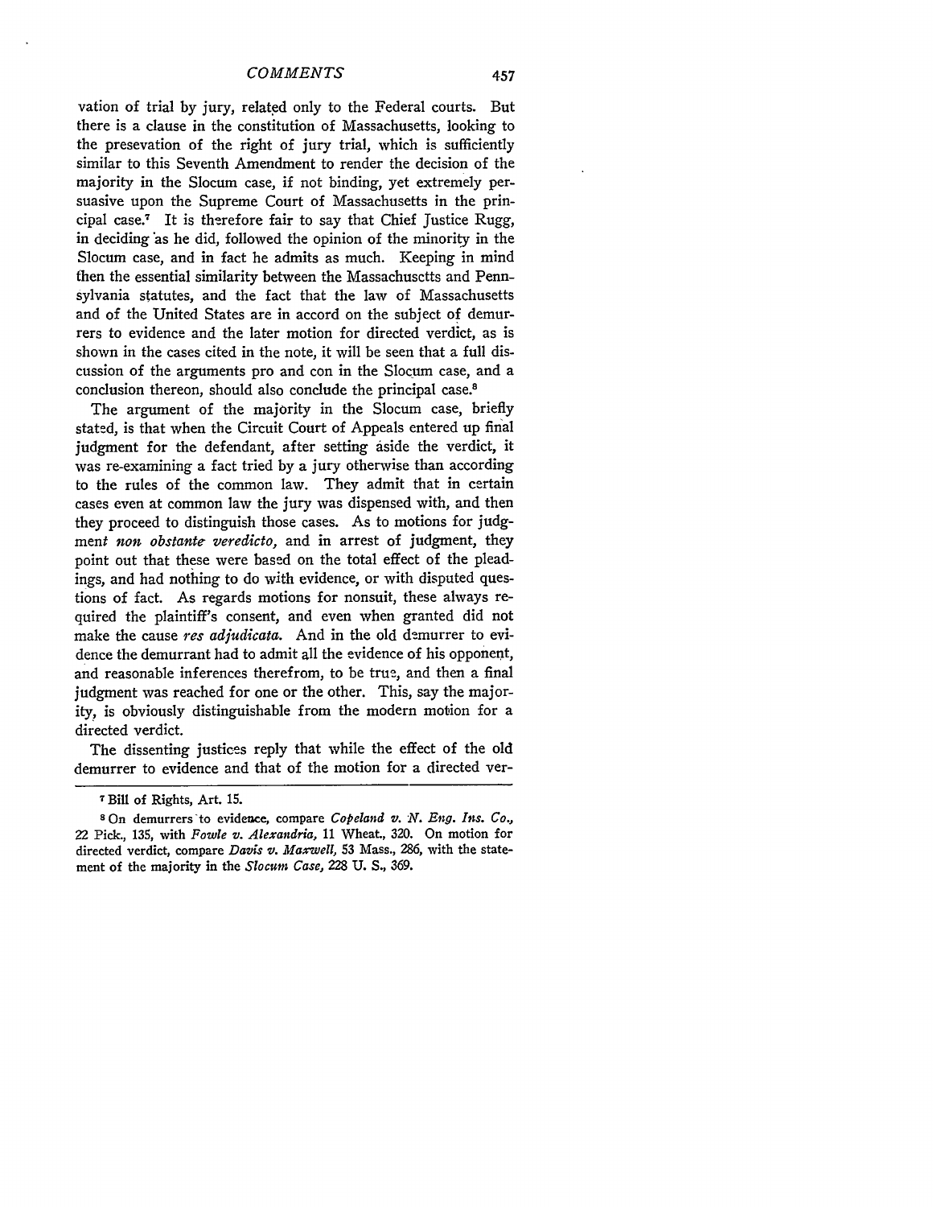vation of trial by jury, related only to the Federal courts. But there is a clause in the constitution of Massachusetts, looking to the presevation of the right of jury trial, which is sufficiently similar to this Seventh Amendment to render the decision of the majority in the Slocum case, if not binding, yet extremely persuasive upon the Supreme Court of Massachusetts in the principal case.[7] It is therefore fair to say that Chief Justice Rugg, in deciding as he did, followed the opinion of the minority in the Slocum case, and in fact he admits as much. Keeping in mind then the essential similarity between the Massachusetts and Pennsylvania statutes, and the fact that the law of Massachusetts and of the United States are in accord on the subject of demurrers to evidence and the later motion for directed verdict, as is shown in the cases cited in the note, it will be seen that a full discussion of the arguments pro and con in the Slocum case, and a conclusion thereon, should also conclude the principal case.[8]

The argument of the majority in the Slocum case, briefly stated, is that when the Circuit Court of Appeals entered up final judgment for the defendant, after setting aside the verdict, it was re-examining a fact tried by a jury otherwise than according to the rules of the common law. They admit that in certain cases even at common law the jury was dispensed with, and then they proceed to distinguish those cases. As to motions for judgment *non obstante veredicto,* and in arrest of judgment, they point out that these were based on the total effect of the pleadings, and had nothing to do with evidence, or with disputed questions of fact. As regards motions for nonsuit, these always required the plaintiff's consent, and even when granted did not make the cause *res adjudicata.* And in the old demurrer to evidence the demurrant had to admit all the evidence of his opponent, and reasonable inferences therefrom, to be true, and then a final judgment was reached for one or the other. This, say the majority, is obviously distinguishable from the modern motion for a directed verdict.

The dissenting justices reply that while the effect of the old demurrer to evidence and that of the motion for a directed ver-

---

[7] Bill of Rights, Art. 15.

[8] On demurrers to evidence, compare *Copeland v. N. Eng. Ins. Co.,* 22 Pick., 135, with *Fowle v. Alexandria,* 11 Wheat., 320. On motion for directed verdict, compare *Davis v. Maxwell,* 53 Mass., 286, with the statement of the majority in the *Slocum Case,* 228 U. S., 369.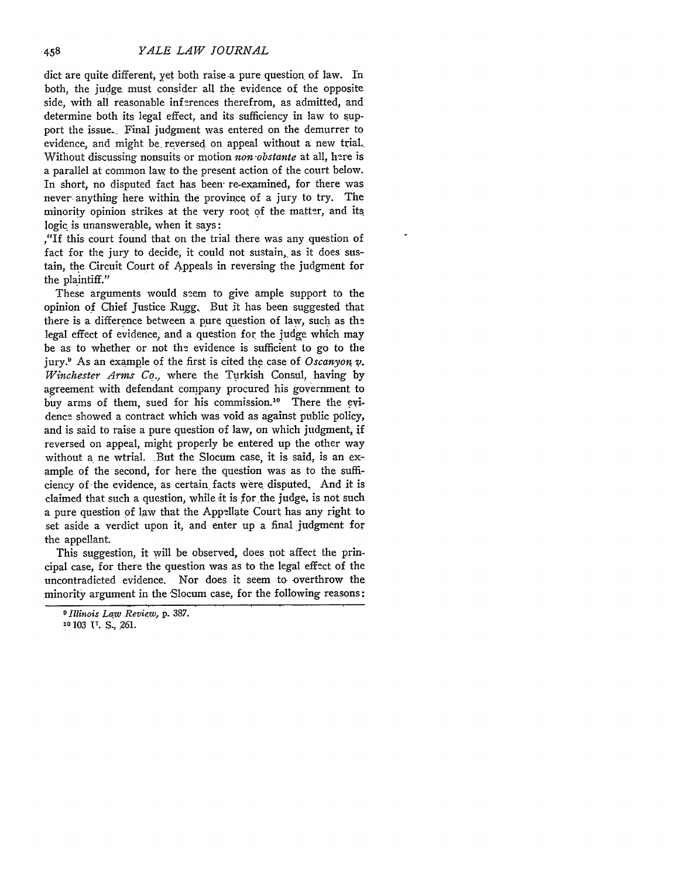dict are quite different, yet both raise a pure question of law. In both, the judge must consider all the evidence of the opposite side, with all reasonable inferences therefrom, as admitted, and determine both its legal effect, and its sufficiency in law to support the issue. Final judgment was entered on the demurrer to evidence, and might be reversed on appeal without a new trial. Without discussing nonsuits or motion *non obstante* at all, here is a parallel at common law to the present action of the court below. In short, no disputed fact has been re-examined, for there was never anything here within the province of a jury to try. The minority opinion strikes at the very root of the matter, and its logic is unanswerable, when it says:

"If this court found that on the trial there was any question of fact for the jury to decide, it could not sustain, as it does sustain, the Circuit Court of Appeals in reversing the judgment for the plaintiff."

These arguments would seem to give ample support to the opinion of Chief Justice Rugg. But it has been suggested that there is a difference between a pure question of law, such as the legal effect of evidence, and a question for the judge which may be as to whether or not the evidence is sufficient to go to the jury.[9] As an example of the first is cited the case of *Oscanyon v. Winchester Arms Co.*, where the Turkish Consul, having by agreement with defendant company procured his government to buy arms of them, sued for his commission.[10] There the evidence showed a contract which was void as against public policy, and is said to raise a pure question of law, on which judgment, if reversed on appeal, might properly be entered up the other way without a ne wtrial. But the Slocum case, it is said, is an example of the second, for here the question was as to the sufficiency of the evidence, as certain facts were disputed. And it is claimed that such a question, while it is for the judge, is not such a pure question of law that the Appellate Court has any right to set aside a verdict upon it, and enter up a final judgment for the appellant.

This suggestion, it will be observed, does not affect the principal case, for there the question was as to the legal effect of the uncontradicted evidence. Nor does it seem to overthrow the minority argument in the Slocum case, for the following reasons:

[9] *Illinois Law Review*, p. 387.

[10] 103 U. S., 261.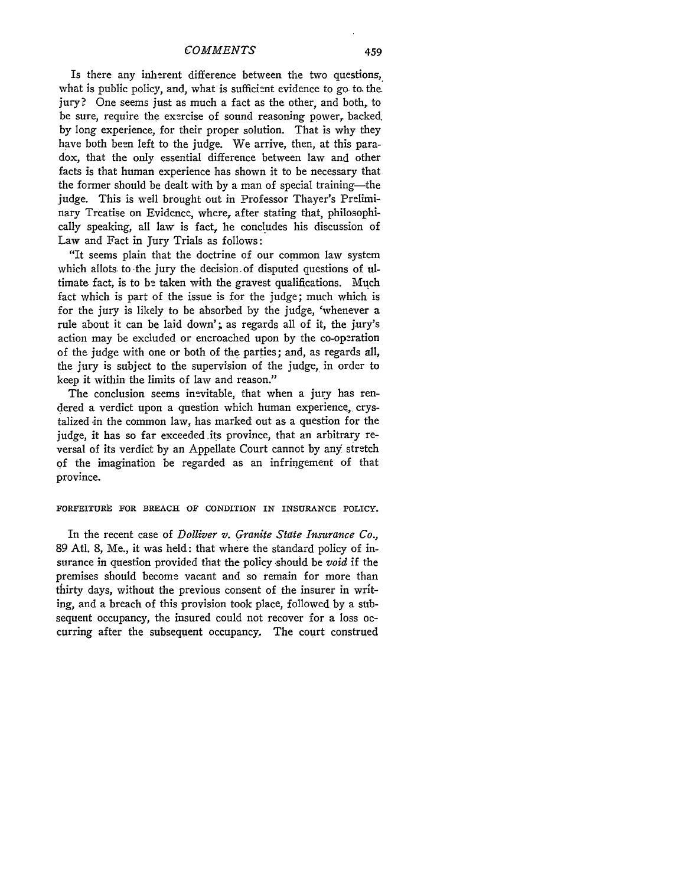Is there any inherent difference between the two questions, what is public policy, and, what is sufficient evidence to go to the jury? One seems just as much a fact as the other, and both, to be sure, require the exercise of sound reasoning power, backed by long experience, for their proper solution. That is why they have both been left to the judge. We arrive, then, at this paradox, that the only essential difference between law and other facts is that human experience has shown it to be necessary that the former should be dealt with by a man of special training—the judge. This is well brought out in Professor Thayer's Preliminary Treatise on Evidence, where, after stating that, philosophically speaking, all law is fact, he concludes his discussion of Law and Fact in Jury Trials as follows:

"It seems plain that the doctrine of our common law system which allots to the jury the decision of disputed questions of ultimate fact, is to be taken with the gravest qualifications. Much fact which is part of the issue is for the judge; much which is for the jury is likely to be absorbed by the judge, 'whenever a rule about it can be laid down'; as regards all of it, the jury's action may be excluded or encroached upon by the co-operation of the judge with one or both of the parties; and, as regards all, the jury is subject to the supervision of the judge, in order to keep it within the limits of law and reason."

The conclusion seems inevitable, that when a jury has rendered a verdict upon a question which human experience, crystalized in the common law, has marked out as a question for the judge, it has so far exceeded its province, that an arbitrary reversal of its verdict by an Appellate Court cannot by any stretch of the imagination be regarded as an infringement of that province.

## FORFEITURE FOR BREACH OF CONDITION IN INSURANCE POLICY.

In the recent case of *Dolliver v. Granite State Insurance Co.*, 89 Atl. 8, Me., it was held: that where the standard policy of insurance in question provided that the policy should be *void* if the premises should become vacant and so remain for more than thirty days, without the previous consent of the insurer in writing, and a breach of this provision took place, followed by a subsequent occupancy, the insured could not recover for a loss occurring after the subsequent occupancy. The court construed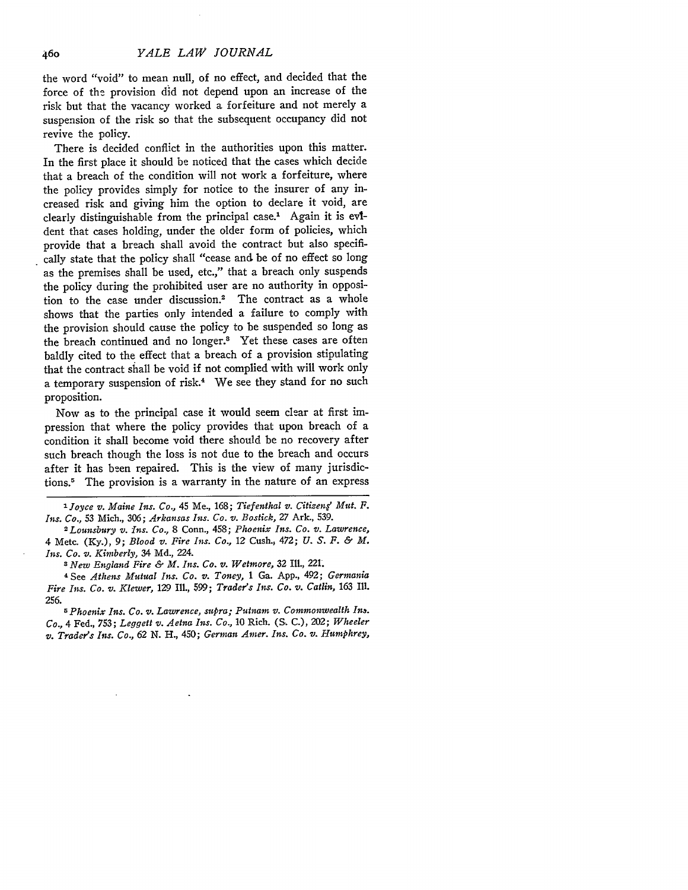the word "void" to mean null, of no effect, and decided that the force of the provision did not depend upon an increase of the risk but that the vacancy worked a forfeiture and not merely a suspension of the risk so that the subsequent occupancy did not revive the policy.

There is decided conflict in the authorities upon this matter. In the first place it should be noticed that the cases which decide that a breach of the condition will not work a forfeiture, where the policy provides simply for notice to the insurer of any increased risk and giving him the option to declare it void, are clearly distinguishable from the principal case.[1] Again it is evident that cases holding, under the older form of policies, which provide that a breach shall avoid the contract but also specifically state that the policy shall "cease and be of no effect so long as the premises shall be used, etc.," that a breach only suspends the policy during the prohibited user are no authority in opposition to the case under discussion.[2] The contract as a whole shows that the parties only intended a failure to comply with the provision should cause the policy to be suspended so long as the breach continued and no longer.[3] Yet these cases are often baldly cited to the effect that a breach of a provision stipulating that the contract shall be void if not complied with will work only a temporary suspension of risk.[4] We see they stand for no such proposition.

Now as to the principal case it would seem clear at first impression that where the policy provides that upon breach of a condition it shall become void there should be no recovery after such breach though the loss is not due to the breach and occurs after it has been repaired. This is the view of many jurisdictions.[5] The provision is a warranty in the nature of an express

---

[1] *Joyce v. Maine Ins. Co.*, 45 Me., 168; *Tiefenthal v. Citizens' Mut. F. Ins. Co.*, 53 Mich., 306; *Arkansas Ins. Co. v. Bostick*, 27 Ark., 539.

[2] *Lounsbury v. Ins. Co.*, 8 Conn., 458; *Phoenix Ins. Co. v. Lawrence*, 4 Metc. (Ky.), 9; *Blood v. Fire Ins. Co.*, 12 Cush., 472; *U. S. F. & M. Ins. Co. v. Kimberly*, 34 Md., 224.

[3] *New England Fire & M. Ins. Co. v. Wetmore*, 32 Ill., 221.

[4] See *Athens Mutual Ins. Co. v. Toney*, 1 Ga. App., 492; *Germania Fire Ins. Co. v. Klewer*, 129 Ill., 599; *Trader's Ins. Co. v. Catlin*, 163 Ill. 256.

[5] *Phoenix Ins. Co. v. Lawrence, supra*; *Putnam v. Commonwealth Ins. Co.*, 4 Fed., 753; *Leggett v. Aetna Ins. Co.*, 10 Rich. (S. C.), 202; *Wheeler v. Trader's Ins. Co.*, 62 N. H., 450; *German Amer. Ins. Co. v. Humphrey*,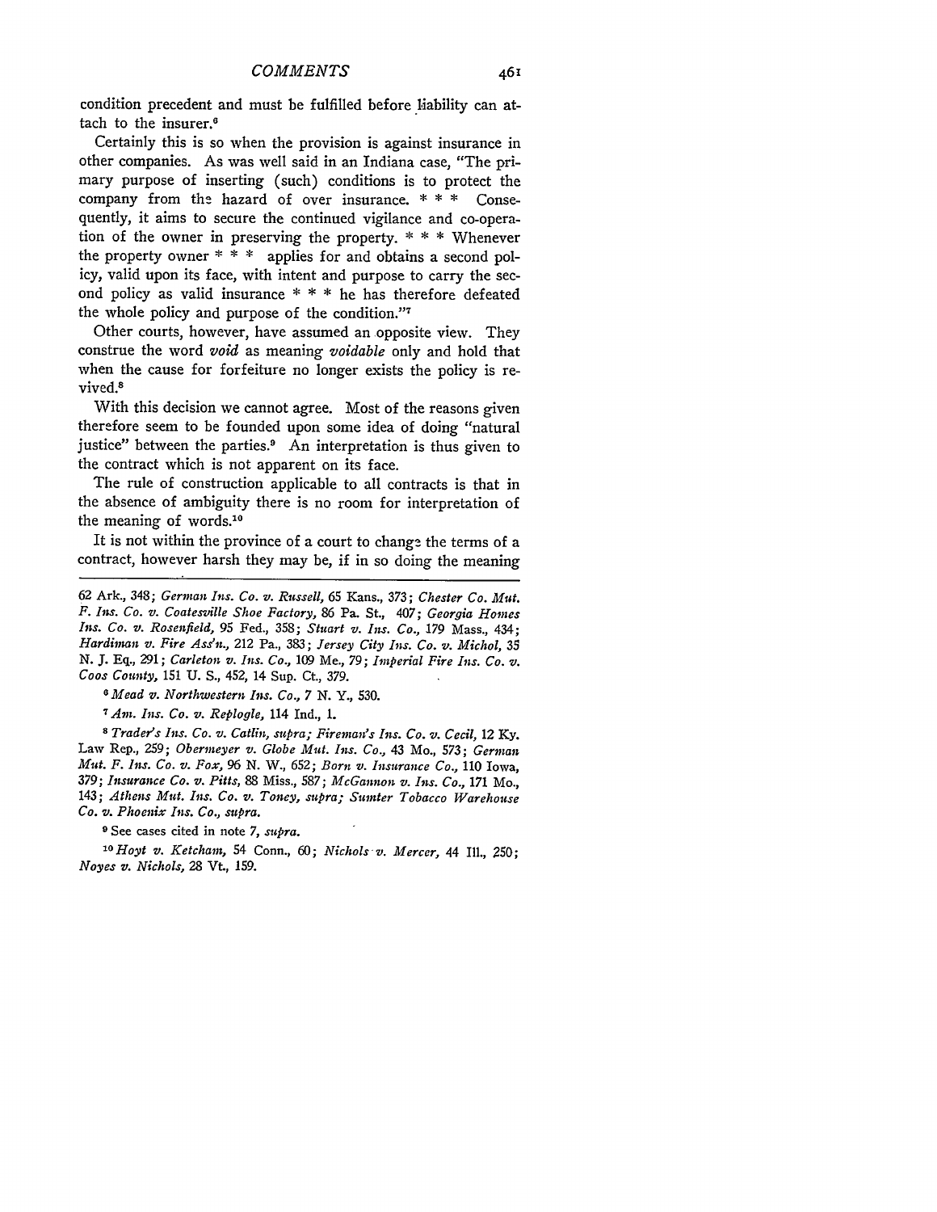condition precedent and must be fulfilled before liability can attach to the insurer.[6]

Certainly this is so when the provision is against insurance in other companies. As was well said in an Indiana case, "The primary purpose of inserting (such) conditions is to protect the company from the hazard of over insurance. * * * Consequently, it aims to secure the continued vigilance and co-operation of the owner in preserving the property. * * * Whenever the property owner * * * applies for and obtains a second policy, valid upon its face, with intent and purpose to carry the second policy as valid insurance * * * he has therefore defeated the whole policy and purpose of the condition."[7]

Other courts, however, have assumed an opposite view. They construe the word *void* as meaning *voidable* only and hold that when the cause for forfeiture no longer exists the policy is revived.[8]

With this decision we cannot agree. Most of the reasons given therefore seem to be founded upon some idea of doing "natural justice" between the parties.[9] An interpretation is thus given to the contract which is not apparent on its face.

The rule of construction applicable to all contracts is that in the absence of ambiguity there is no room for interpretation of the meaning of words.[10]

It is not within the province of a court to change the terms of a contract, however harsh they may be, if in so doing the meaning

---

62 Ark., 348; *German Ins. Co. v. Russell*, 65 Kans., 373; *Chester Co. Mut. F. Ins. Co. v. Coatesville Shoe Factory*, 86 Pa. St., 407; *Georgia Homes Ins. Co. v. Rosenfield*, 95 Fed., 358; *Stuart v. Ins. Co.*, 179 Mass., 434; *Hardiman v. Fire Ass'n.*, 212 Pa., 383; *Jersey City Ins. Co. v. Michol*, 35 N. J. Eq., 291; *Carleton v. Ins. Co.*, 109 Me., 79; *Imperial Fire Ins. Co. v. Coos County*, 151 U. S., 452, 14 Sup. Ct., 379.

[6] *Mead v. Northwestern Ins. Co.*, 7 N. Y., 530.

[7] *Am. Ins. Co. v. Replogle*, 114 Ind., 1.

[8] *Trader's Ins. Co. v. Catlin*, *supra*; *Fireman's Ins. Co. v. Cecil*, 12 Ky. Law Rep., 259; *Obermeyer v. Globe Mut. Ins. Co.*, 43 Mo., 573; *German Mut. F. Ins. Co. v. Fox*, 96 N. W., 652; *Born v. Insurance Co.*, 110 Iowa, 379; *Insurance Co. v. Pitts*, 88 Miss., 587; *McGannon v. Ins. Co.*, 171 Mo., 143; *Athens Mut. Ins. Co. v. Toney*, *supra*; *Sumter Tobacco Warehouse Co. v. Phoenix Ins. Co.*, *supra*.

[9] See cases cited in note 7, *supra*.

[10] *Hoyt v. Ketcham*, 54 Conn., 60; *Nichols v. Mercer*, 44 Ill., 250; *Noyes v. Nichols*, 28 Vt., 159.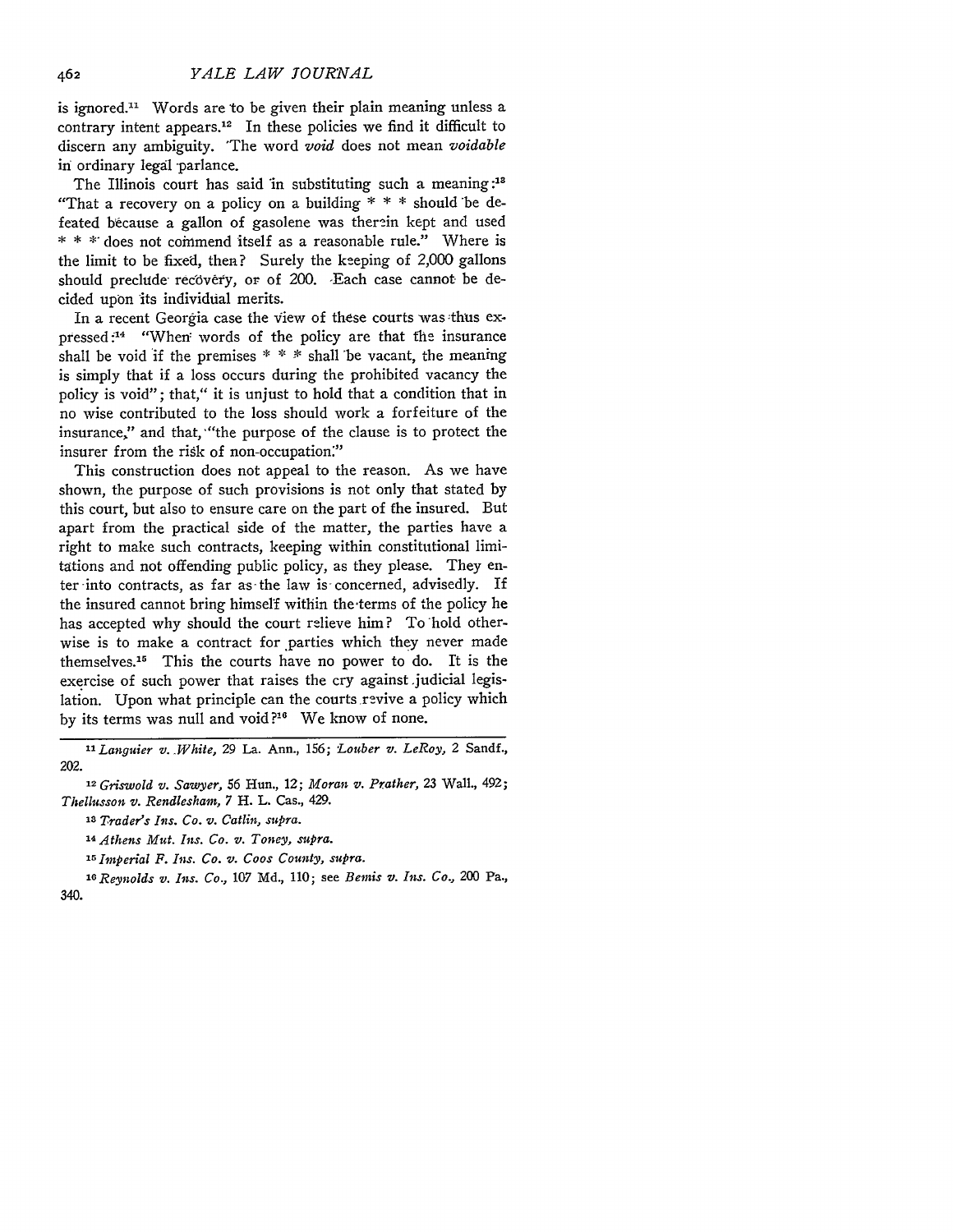is ignored.[11] Words are to be given their plain meaning unless a contrary intent appears.[12] In these policies we find it difficult to discern any ambiguity. The word *void* does not mean *voidable* in ordinary legal parlance.

The Illinois court has said in substituting such a meaning:[13] "That a recovery on a policy on a building * * * should be defeated because a gallon of gasolene was therein kept and used * * * does not commend itself as a reasonable rule." Where is the limit to be fixed, then? Surely the keeping of 2,000 gallons should preclude recovery, or of 200. Each case cannot be decided upon its individual merits.

In a recent Georgia case the view of these courts was thus expressed:[14] "When words of the policy are that the insurance shall be void if the premises * * * shall be vacant, the meaning is simply that if a loss occurs during the prohibited vacancy the policy is void"; that," it is unjust to hold that a condition that in no wise contributed to the loss should work a forfeiture of the insurance," and that, "the purpose of the clause is to protect the insurer from the risk of non-occupation."

This construction does not appeal to the reason. As we have shown, the purpose of such provisions is not only that stated by this court, but also to ensure care on the part of the insured. But apart from the practical side of the matter, the parties have a right to make such contracts, keeping within constitutional limitations and not offending public policy, as they please. They enter into contracts, as far as the law is concerned, advisedly. If the insured cannot bring himself within the terms of the policy he has accepted why should the court relieve him? To hold otherwise is to make a contract for parties which they never made themselves.[15] This the courts have no power to do. It is the exercise of such power that raises the cry against judicial legislation. Upon what principle can the courts revive a policy which by its terms was null and void?[16] We know of none.

---

[11] *Languier v. White*, 29 La. Ann., 156; *Louber v. LeRoy*, 2 Sandf., 202.

[12] *Griswold v. Sawyer*, 56 Hun., 12; *Moran v. Prather*, 23 Wall., 492; *Thellusson v. Rendlesham*, 7 H. L. Cas., 429.

[13] *Trader's Ins. Co. v. Catlin, supra.*

[14] *Athens Mut. Ins. Co. v. Toney, supra.*

[15] *Imperial F. Ins. Co. v. Coos County, supra.*

[16] *Reynolds v. Ins. Co.*, 107 Md., 110; see *Bemis v. Ins. Co.*, 200 Pa., 340.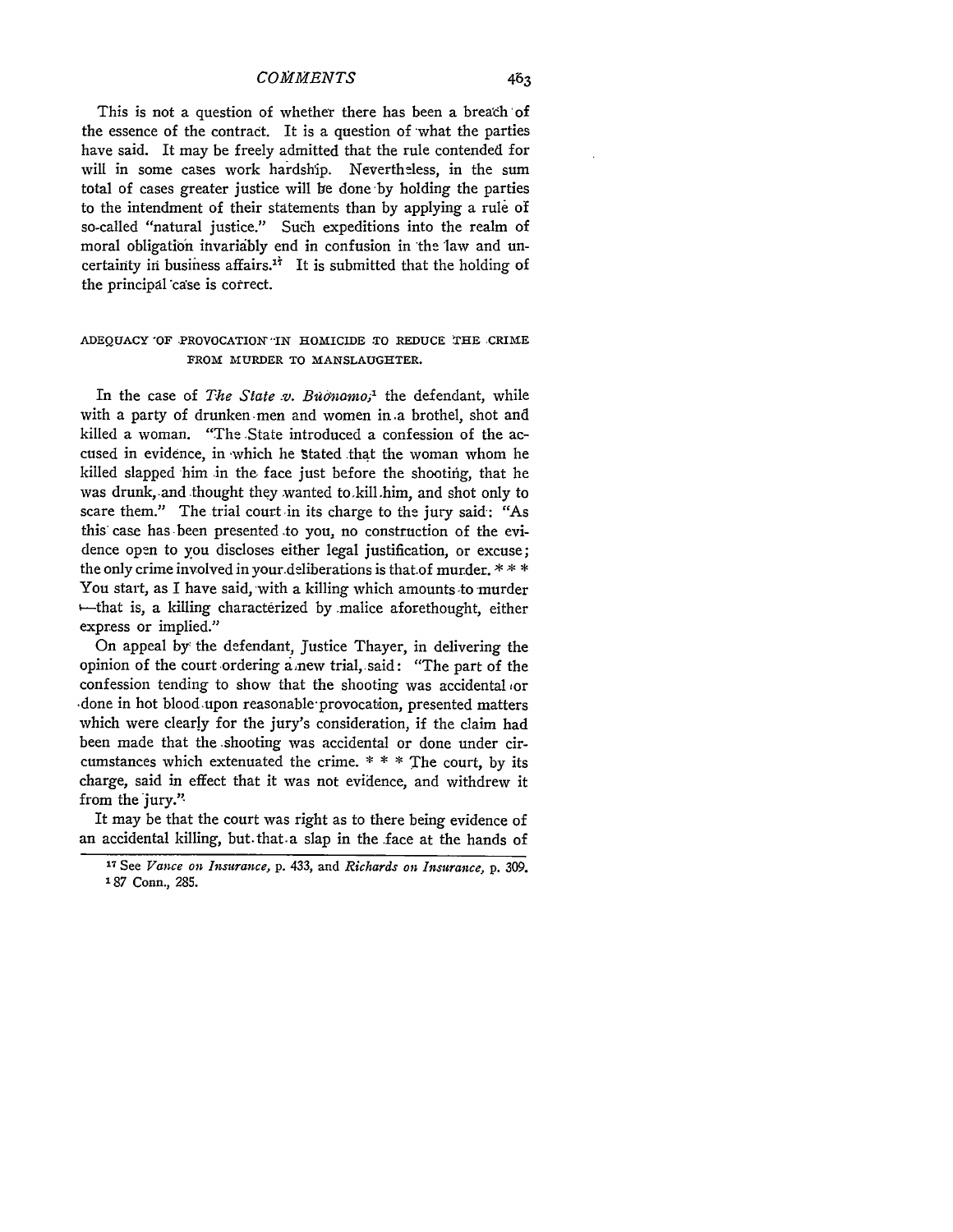This is not a question of whether there has been a breach of the essence of the contract. It is a question of what the parties have said. It may be freely admitted that the rule contended for will in some cases work hardship. Nevertheless, in the sum total of cases greater justice will be done by holding the parties to the intendment of their statements than by applying a rule of so-called "natural justice." Such expeditions into the realm of moral obligation invariably end in confusion in the law and uncertainty in business affairs.[17] It is submitted that the holding of the principal case is correct.

## ADEQUACY OF PROVOCATION IN HOMICIDE TO REDUCE THE CRIME FROM MURDER TO MANSLAUGHTER.

In the case of *The State v. Buonomo*,[1] the defendant, while with a party of drunken men and women in a brothel, shot and killed a woman. "The State introduced a confession of the accused in evidence, in which he stated that the woman whom he killed slapped him in the face just before the shooting, that he was drunk, and thought they wanted to kill him, and shot only to scare them." The trial court in its charge to the jury said: "As this case has been presented to you, no construction of the evidence open to you discloses either legal justification, or excuse; the only crime involved in your deliberations is that of murder. * * * You start, as I have said, with a killing which amounts to murder —that is, a killing characterized by malice aforethought, either express or implied."

On appeal by the defendant, Justice Thayer, in delivering the opinion of the court ordering a new trial, said: "The part of the confession tending to show that the shooting was accidental or done in hot blood upon reasonable provocation, presented matters which were clearly for the jury's consideration, if the claim had been made that the shooting was accidental or done under circumstances which extenuated the crime. * * * The court, by its charge, said in effect that it was not evidence, and withdrew it from the jury."

It may be that the court was right as to there being evidence of an accidental killing, but that a slap in the face at the hands of

[17] See *Vance on Insurance*, p. 433, and *Richards on Insurance*, p. 309.

[1] 87 Conn., 285.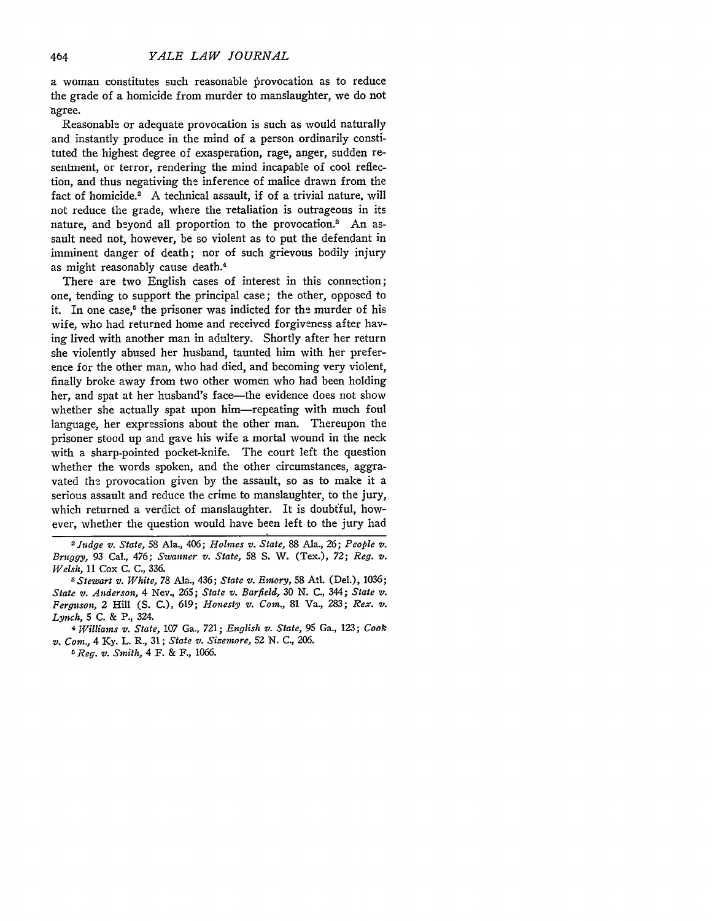a woman constitutes such reasonable provocation as to reduce the grade of a homicide from murder to manslaughter, we do not agree.

Reasonable or adequate provocation is such as would naturally and instantly produce in the mind of a person ordinarily constituted the highest degree of exasperation, rage, anger, sudden resentment, or terror, rendering the mind incapable of cool reflection, and thus negativing the inference of malice drawn from the fact of homicide.[2] A technical assault, if of a trivial nature, will not reduce the grade, where the retaliation is outrageous in its nature, and beyond all proportion to the provocation.[3] An assault need not, however, be so violent as to put the defendant in imminent danger of death; nor of such grievous bodily injury as might reasonably cause death.[4]

There are two English cases of interest in this connection; one, tending to support the principal case; the other, opposed to it. In one case,[5] the prisoner was indicted for the murder of his wife, who had returned home and received forgiveness after having lived with another man in adultery. Shortly after her return she violently abused her husband, taunted him with her preference for the other man, who had died, and becoming very violent, finally broke away from two other women who had been holding her, and spat at her husband's face—the evidence does not show whether she actually spat upon him—repeating with much foul language, her expressions about the other man. Thereupon the prisoner stood up and gave his wife a mortal wound in the neck with a sharp-pointed pocket-knife. The court left the question whether the words spoken, and the other circumstances, aggravated the provocation given by the assault, so as to make it a serious assault and reduce the crime to manslaughter, to the jury, which returned a verdict of manslaughter. It is doubtful, however, whether the question would have been left to the jury had

---

[2] *Judge v. State*, 58 Ala., 406; *Holmes v. State*, 88 Ala., 26; *People v. Bruggy*, 93 Cal., 476; *Swanner v. State*, 58 S. W. (Tex.), 72; *Reg. v. Welsh*, 11 Cox C. C., 336.

[3] *Stewart v. White*, 78 Ala., 436; *State v. Emory*, 58 Atl. (Del.), 1036; *State v. Anderson*, 4 Nev., 265; *State v. Barfield*, 30 N. C., 344; *State v. Ferguson*, 2 Hill (S. C.), 619; *Honesty v. Com.*, 81 Va., 283; *Rex. v. Lynch*, 5 C. & P., 324.

[4] *Williams v. State*, 107 Ga., 721; *English v. State*, 95 Ga., 123; *Cook v. Com.*, 4 Ky. L. R., 31; *State v. Sizemore*, 52 N. C., 206.

[5] *Reg. v. Smith*, 4 F. & F., 1066.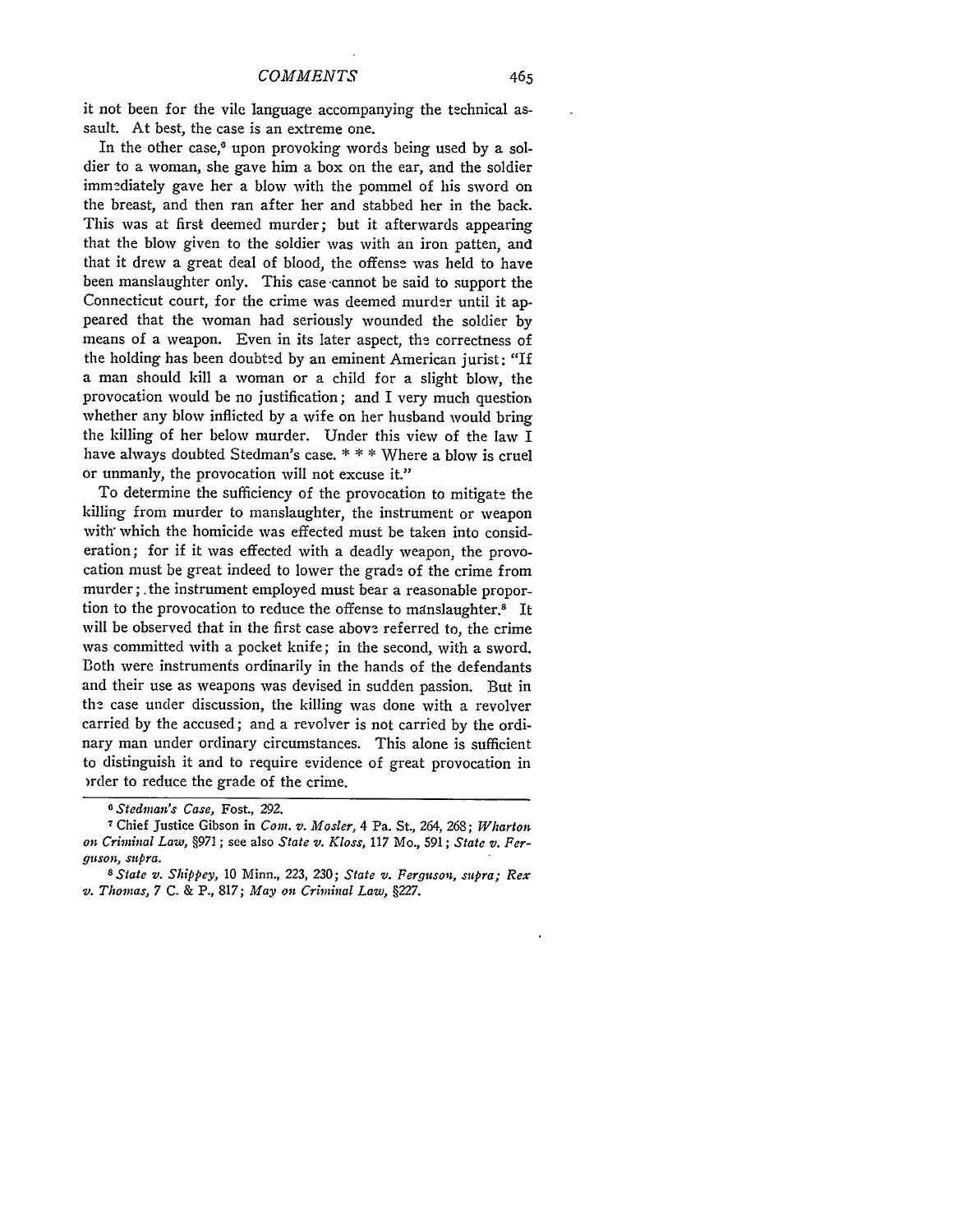it not been for the vile language accompanying the technical assault. At best, the case is an extreme one.

In the other case,[6] upon provoking words being used by a soldier to a woman, she gave him a box on the ear, and the soldier immediately gave her a blow with the pommel of his sword on the breast, and then ran after her and stabbed her in the back. This was at first deemed murder; but it afterwards appearing that the blow given to the soldier was with an iron patten, and that it drew a great deal of blood, the offense was held to have been manslaughter only. This case cannot be said to support the Connecticut court, for the crime was deemed murder until it appeared that the woman had seriously wounded the soldier by means of a weapon. Even in its later aspect, the correctness of the holding has been doubted by an eminent American jurist: "If a man should kill a woman or a child for a slight blow, the provocation would be no justification; and I very much question whether any blow inflicted by a wife on her husband would bring the killing of her below murder. Under this view of the law I have always doubted Stedman's case. * * * Where a blow is cruel or unmanly, the provocation will not excuse it."

To determine the sufficiency of the provocation to mitigate the killing from murder to manslaughter, the instrument or weapon with which the homicide was effected must be taken into consideration; for if it was effected with a deadly weapon, the provocation must be great indeed to lower the grade of the crime from murder; the instrument employed must bear a reasonable proportion to the provocation to reduce the offense to manslaughter.[8] It will be observed that in the first case above referred to, the crime was committed with a pocket knife; in the second, with a sword. Both were instruments ordinarily in the hands of the defendants and their use as weapons was devised in sudden passion. But in the case under discussion, the killing was done with a revolver carried by the accused; and a revolver is not carried by the ordinary man under ordinary circumstances. This alone is sufficient to distinguish it and to require evidence of great provocation in order to reduce the grade of the crime.

---

[6] *Stedman's Case*, Fost., 292.

[7] Chief Justice Gibson in *Com. v. Mosler*, 4 Pa. St., 264, 268; *Wharton on Criminal Law*, §971; see also *State v. Kloss*, 117 Mo., 591; *State v. Ferguson, supra*.

[8] *State v. Shippey*, 10 Minn., 223, 230; *State v. Ferguson, supra*; *Rex v. Thomas*, 7 C. & P., 817; *May on Criminal Law*, §227.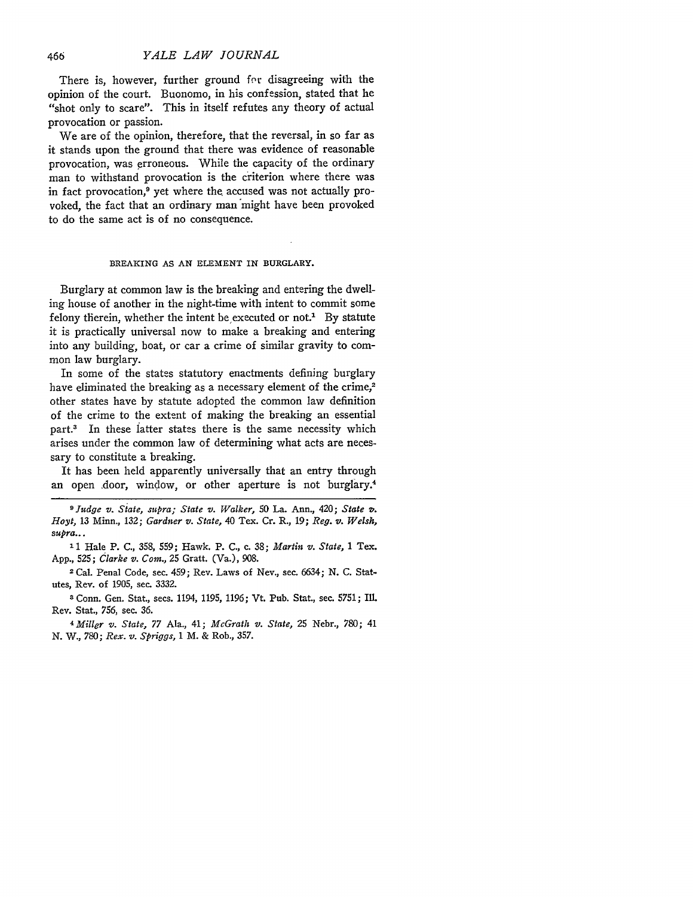There is, however, further ground for disagreeing with the opinion of the court. Buonomo, in his confession, stated that he "shot only to scare". This in itself refutes any theory of actual provocation or passion.

We are of the opinion, therefore, that the reversal, in so far as it stands upon the ground that there was evidence of reasonable provocation, was erroneous. While the capacity of the ordinary man to withstand provocation is the criterion where there was in fact provocation,[9] yet where the accused was not actually provoked, the fact that an ordinary man might have been provoked to do the same act is of no consequence.

## BREAKING AS AN ELEMENT IN BURGLARY.

Burglary at common law is the breaking and entering the dwelling house of another in the night-time with intent to commit some felony therein, whether the intent be executed or not.[1] By statute it is practically universal now to make a breaking and entering into any building, boat, or car a crime of similar gravity to common law burglary.

In some of the states statutory enactments defining burglary have eliminated the breaking as a necessary element of the crime,[2] other states have by statute adopted the common law definition of the crime to the extent of making the breaking an essential part.[3] In these latter states there is the same necessity which arises under the common law of determining what acts are necessary to constitute a breaking.

It has been held apparently universally that an entry through an open door, window, or other aperture is not burglary.[4]

---

[9] *Judge v. State, supra; State v. Walker,* 50 La. Ann., 420; *State v. Hoyt,* 13 Minn., 132; *Gardner v. State,* 40 Tex. Cr. R., 19; *Reg. v. Welsh, supra...*

[1] 1 Hale P. C., 358, 559; Hawk. P. C., c. 38; *Martin v. State,* 1 Tex. App., 525; *Clarke v. Com.,* 25 Gratt. (Va.), 908.

[2] Cal. Penal Code, sec. 459; Rev. Laws of Nev., sec. 6634; N. C. Statutes, Rev. of 1905, sec. 3332.

[3] Conn. Gen. Stat., secs. 1194, 1195, 1196; Vt. Pub. Stat., sec. 5751; Ill. Rev. Stat., 756, sec. 36.

[4] *Miller v. State,* 77 Ala., 41; *McGrath v. State,* 25 Nebr., 780; 41 N. W., 780; *Rex. v. Spriggs,* 1 M. & Rob., 357.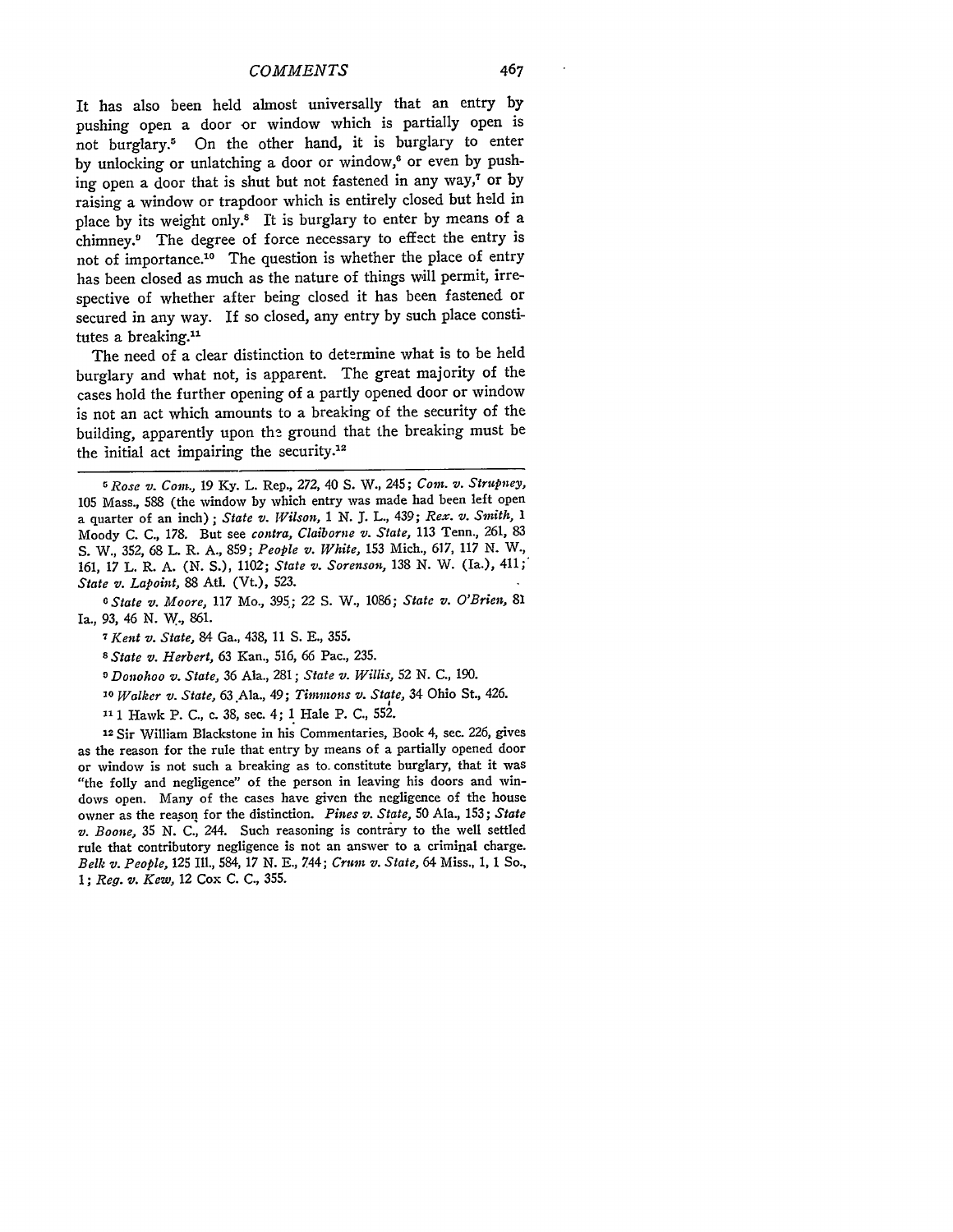It has also been held almost universally that an entry by pushing open a door or window which is partially open is not burglary.[5] On the other hand, it is burglary to enter by unlocking or unlatching a door or window,[6] or even by pushing open a door that is shut but not fastened in any way,[7] or by raising a window or trapdoor which is entirely closed but held in place by its weight only.[8] It is burglary to enter by means of a chimney.[9] The degree of force necessary to effect the entry is not of importance.[10] The question is whether the place of entry has been closed as much as the nature of things will permit, irrespective of whether after being closed it has been fastened or secured in any way. If so closed, any entry by such place constitutes a breaking.[11]

The need of a clear distinction to determine what is to be held burglary and what not, is apparent. The great majority of the cases hold the further opening of a partly opened door or window is not an act which amounts to a breaking of the security of the building, apparently upon the ground that the breaking must be the initial act impairing the security.[12]

---

[5] *Rose v. Com.*, 19 Ky. L. Rep., 272, 40 S. W., 245; *Com. v. Strupney*, 105 Mass., 588 (the window by which entry was made had been left open a quarter of an inch); *State v. Wilson*, 1 N. J. L., 439; *Rex. v. Smith*, 1 Moody C. C., 178. But see *contra*, *Claiborne v. State*, 113 Tenn., 261, 83 S. W., 352, 68 L. R. A., 859; *People v. White*, 153 Mich., 617, 117 N. W., 161, 17 L. R. A. (N. S.), 1102; *State v. Sorenson*, 138 N. W. (Ia.), 411; *State v. Lapoint*, 88 Atl. (Vt.), 523.

[6] *State v. Moore*, 117 Mo., 395; 22 S. W., 1086; *State v. O'Brien*, 81 Ia., 93, 46 N. W., 861.

[7] *Kent v. State*, 84 Ga., 438, 11 S. E., 355.

[8] *State v. Herbert*, 63 Kan., 516, 66 Pac., 235.

[9] *Donohoo v. State*, 36 Ala., 281; *State v. Willis*, 52 N. C., 190.

[10] *Walker v. State*, 63 Ala., 49; *Timmons v. State*, 34 Ohio St., 426.

[11] 1 Hawk P. C., c. 38, sec. 4; 1 Hale P. C., 552.

[12] Sir William Blackstone in his Commentaries, Book 4, sec. 226, gives as the reason for the rule that entry by means of a partially opened door or window is not such a breaking as to constitute burglary, that it was "the folly and negligence" of the person in leaving his doors and windows open. Many of the cases have given the negligence of the house owner as the reason for the distinction. *Pines v. State*, 50 Ala., 153; *State v. Boone*, 35 N. C., 244. Such reasoning is contrary to the well settled rule that contributory negligence is not an answer to a criminal charge. *Belk v. People*, 125 Ill., 584, 17 N. E., 744; *Crum v. State*, 64 Miss., 1, 1 So., 1; *Reg. v. Kew*, 12 Cox C. C., 355.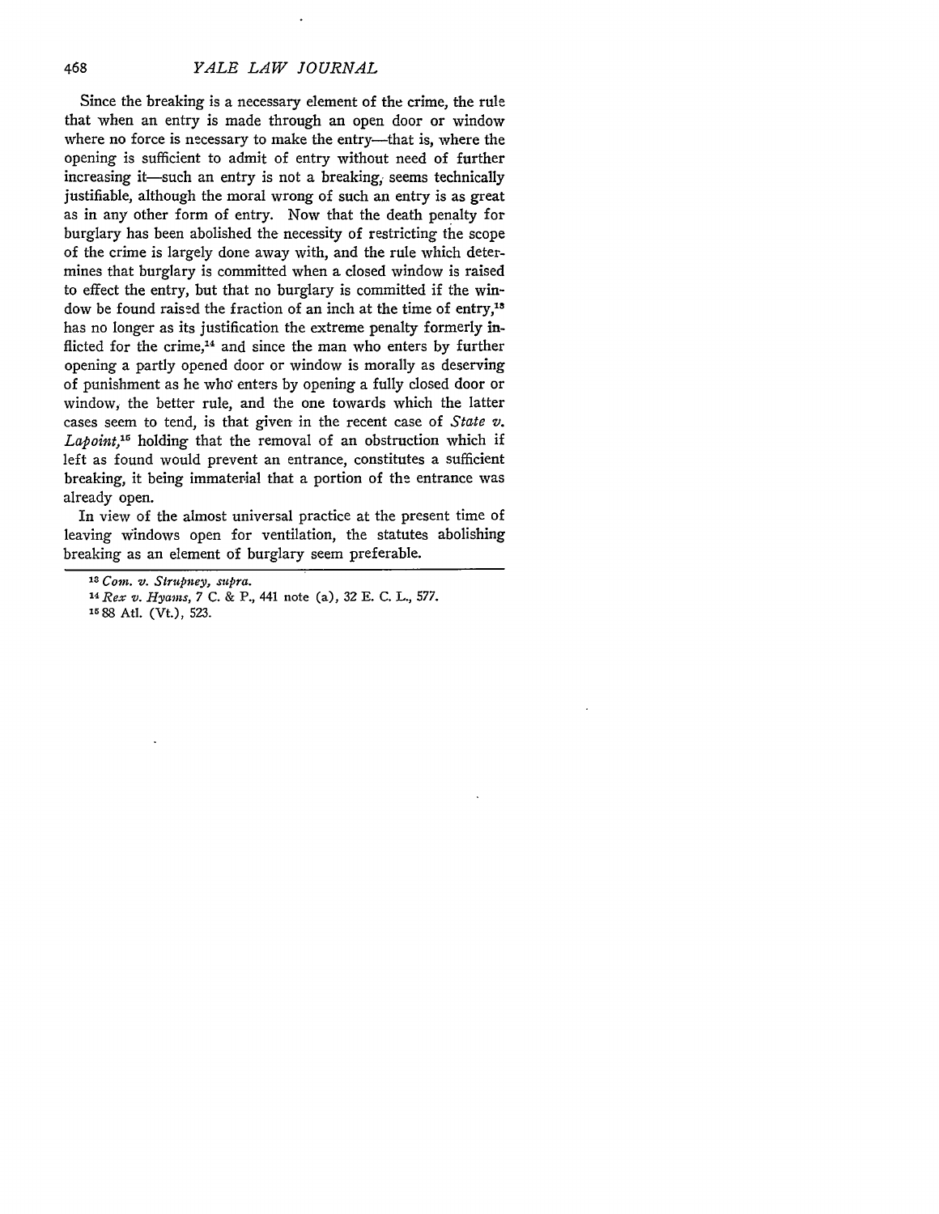Since the breaking is a necessary element of the crime, the rule that when an entry is made through an open door or window where no force is necessary to make the entry—that is, where the opening is sufficient to admit of entry without need of further increasing it—such an entry is not a breaking, seems technically justifiable, although the moral wrong of such an entry is as great as in any other form of entry. Now that the death penalty for burglary has been abolished the necessity of restricting the scope of the crime is largely done away with, and the rule which determines that burglary is committed when a closed window is raised to effect the entry, but that no burglary is committed if the window be found raised the fraction of an inch at the time of entry,[13] has no longer as its justification the extreme penalty formerly inflicted for the crime,[14] and since the man who enters by further opening a partly opened door or window is morally as deserving of punishment as he who enters by opening a fully closed door or window, the better rule, and the one towards which the latter cases seem to tend, is that given in the recent case of *State v. Lapoint*,[15] holding that the removal of an obstruction which if left as found would prevent an entrance, constitutes a sufficient breaking, it being immaterial that a portion of the entrance was already open.

In view of the almost universal practice at the present time of leaving windows open for ventilation, the statutes abolishing breaking as an element of burglary seem preferable.

---

[13] *Com. v. Strupney, supra.*

[14] *Rex v. Hyams*, 7 C. & P., 441 note (a), 32 E. C. L., 577.

[15] 88 Atl. (Vt.), 523.